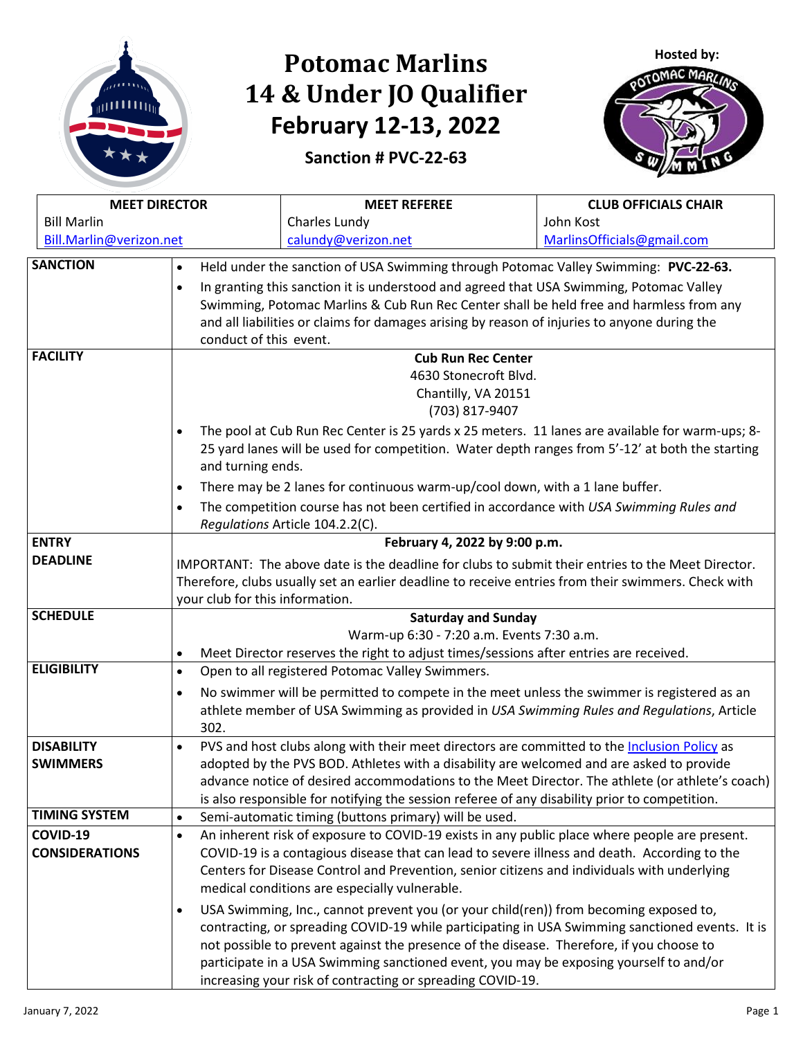# Potomac Marlins 14 & Under JO Qualifier February 12-13, 2022

**Sanction # PVC-22-63**

Hosted by:

| MEET DIRECTOR | MEET REFEREE | CLUB OFFICIALS CHAIR |
|---|---|---|
| Bill Marlin | Charles Lundy | John Kost |
| Bill.Marlin@verizon.net | calundy@verizon.net | MarlinsOfficials@gmail.com |

| | |
|---|---|
| **SANCTION** | • Held under the sanction of USA Swimming through Potomac Valley Swimming: **PVC-22-63.**<br>• In granting this sanction it is understood and agreed that USA Swimming, Potomac Valley Swimming, Potomac Marlins & Cub Run Rec Center shall be held free and harmless from any and all liabilities or claims for damages arising by reason of injuries to anyone during the conduct of this event. |
| **FACILITY** | **Cub Run Rec Center**<br>4630 Stonecroft Blvd.<br>Chantilly, VA 20151<br>(703) 817-9407<br>• The pool at Cub Run Rec Center is 25 yards x 25 meters. 11 lanes are available for warm-ups; 8-25 yard lanes will be used for competition. Water depth ranges from 5'-12' at both the starting and turning ends.<br>• There may be 2 lanes for continuous warm-up/cool down, with a 1 lane buffer.<br>• The competition course has not been certified in accordance with *USA Swimming Rules and Regulations* Article 104.2.2(C). |
| **ENTRY DEADLINE** | **February 4, 2022 by 9:00 p.m.**<br>IMPORTANT: The above date is the deadline for clubs to submit their entries to the Meet Director. Therefore, clubs usually set an earlier deadline to receive entries from their swimmers. Check with your club for this information. |
| **SCHEDULE** | **Saturday and Sunday**<br>Warm-up 6:30 - 7:20 a.m. Events 7:30 a.m.<br>• Meet Director reserves the right to adjust times/sessions after entries are received. |
| **ELIGIBILITY** | • Open to all registered Potomac Valley Swimmers.<br>• No swimmer will be permitted to compete in the meet unless the swimmer is registered as an athlete member of USA Swimming as provided in *USA Swimming Rules and Regulations*, Article 302. |
| **DISABILITY SWIMMERS** | • PVS and host clubs along with their meet directors are committed to the Inclusion Policy as adopted by the PVS BOD. Athletes with a disability are welcomed and are asked to provide advance notice of desired accommodations to the Meet Director. The athlete (or athlete's coach) is also responsible for notifying the session referee of any disability prior to competition. |
| **TIMING SYSTEM** | • Semi-automatic timing (buttons primary) will be used. |
| **COVID-19 CONSIDERATIONS** | • An inherent risk of exposure to COVID-19 exists in any public place where people are present. COVID-19 is a contagious disease that can lead to severe illness and death. According to the Centers for Disease Control and Prevention, senior citizens and individuals with underlying medical conditions are especially vulnerable.<br>• USA Swimming, Inc., cannot prevent you (or your child(ren)) from becoming exposed to, contracting, or spreading COVID-19 while participating in USA Swimming sanctioned events. It is not possible to prevent against the presence of the disease. Therefore, if you choose to participate in a USA Swimming sanctioned event, you may be exposing yourself to and/or increasing your risk of contracting or spreading COVID-19. |

January 7, 2022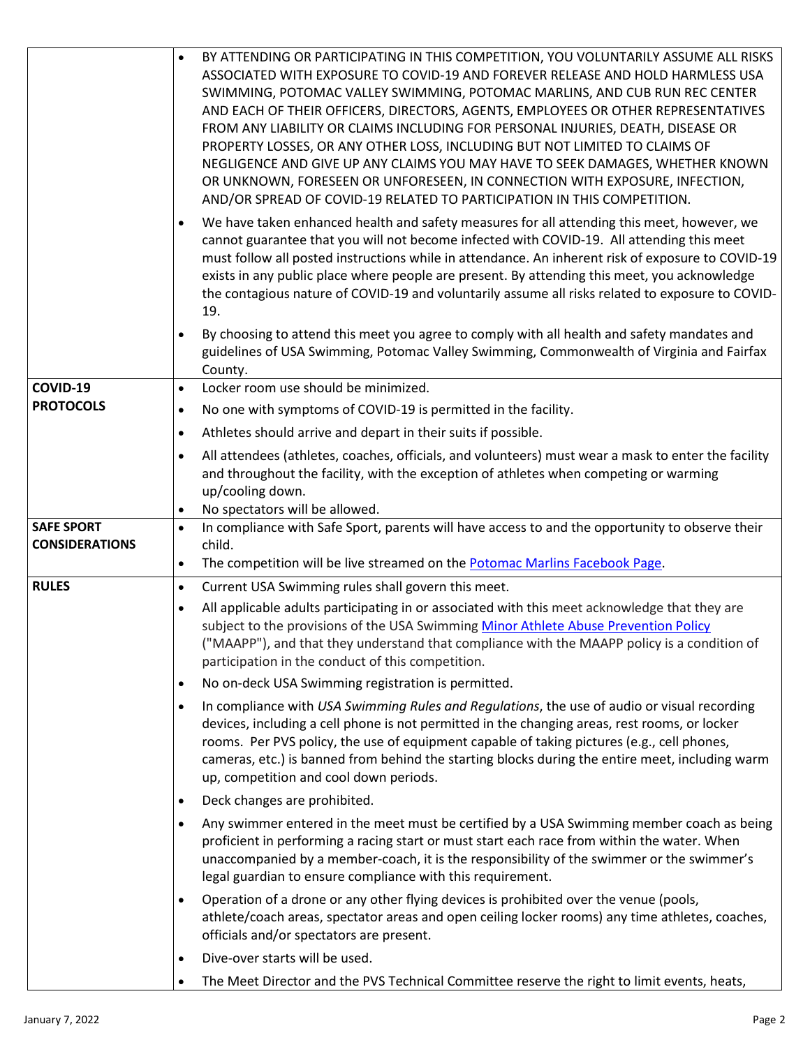| | |
|---|---|
| | • BY ATTENDING OR PARTICIPATING IN THIS COMPETITION, YOU VOLUNTARILY ASSUME ALL RISKS ASSOCIATED WITH EXPOSURE TO COVID-19 AND FOREVER RELEASE AND HOLD HARMLESS USA SWIMMING, POTOMAC VALLEY SWIMMING, POTOMAC MARLINS, AND CUB RUN REC CENTER AND EACH OF THEIR OFFICERS, DIRECTORS, AGENTS, EMPLOYEES OR OTHER REPRESENTATIVES FROM ANY LIABILITY OR CLAIMS INCLUDING FOR PERSONAL INJURIES, DEATH, DISEASE OR PROPERTY LOSSES, OR ANY OTHER LOSS, INCLUDING BUT NOT LIMITED TO CLAIMS OF NEGLIGENCE AND GIVE UP ANY CLAIMS YOU MAY HAVE TO SEEK DAMAGES, WHETHER KNOWN OR UNKNOWN, FORESEEN OR UNFORESEEN, IN CONNECTION WITH EXPOSURE, INFECTION, AND/OR SPREAD OF COVID-19 RELATED TO PARTICIPATION IN THIS COMPETITION.<br>• We have taken enhanced health and safety measures for all attending this meet, however, we cannot guarantee that you will not become infected with COVID-19. All attending this meet must follow all posted instructions while in attendance. An inherent risk of exposure to COVID-19 exists in any public place where people are present. By attending this meet, you acknowledge the contagious nature of COVID-19 and voluntarily assume all risks related to exposure to COVID-19.<br>• By choosing to attend this meet you agree to comply with all health and safety mandates and guidelines of USA Swimming, Potomac Valley Swimming, Commonwealth of Virginia and Fairfax County. |
| **COVID-19 PROTOCOLS** | • Locker room use should be minimized.<br>• No one with symptoms of COVID-19 is permitted in the facility.<br>• Athletes should arrive and depart in their suits if possible.<br>• All attendees (athletes, coaches, officials, and volunteers) must wear a mask to enter the facility and throughout the facility, with the exception of athletes when competing or warming up/cooling down.<br>• No spectators will be allowed. |
| **SAFE SPORT CONSIDERATIONS** | • In compliance with Safe Sport, parents will have access to and the opportunity to observe their child.<br>• The competition will be live streamed on the Potomac Marlins Facebook Page. |
| **RULES** | • Current USA Swimming rules shall govern this meet.<br>• All applicable adults participating in or associated with this meet acknowledge that they are subject to the provisions of the USA Swimming Minor Athlete Abuse Prevention Policy ("MAAPP"), and that they understand that compliance with the MAAPP policy is a condition of participation in the conduct of this competition.<br>• No on-deck USA Swimming registration is permitted.<br>• In compliance with *USA Swimming Rules and Regulations*, the use of audio or visual recording devices, including a cell phone is not permitted in the changing areas, rest rooms, or locker rooms. Per PVS policy, the use of equipment capable of taking pictures (e.g., cell phones, cameras, etc.) is banned from behind the starting blocks during the entire meet, including warm up, competition and cool down periods.<br>• Deck changes are prohibited.<br>• Any swimmer entered in the meet must be certified by a USA Swimming member coach as being proficient in performing a racing start or must start each race from within the water. When unaccompanied by a member-coach, it is the responsibility of the swimmer or the swimmer's legal guardian to ensure compliance with this requirement.<br>• Operation of a drone or any other flying devices is prohibited over the venue (pools, athlete/coach areas, spectator areas and open ceiling locker rooms) any time athletes, coaches, officials and/or spectators are present.<br>• Dive-over starts will be used.<br>• The Meet Director and the PVS Technical Committee reserve the right to limit events, heats, |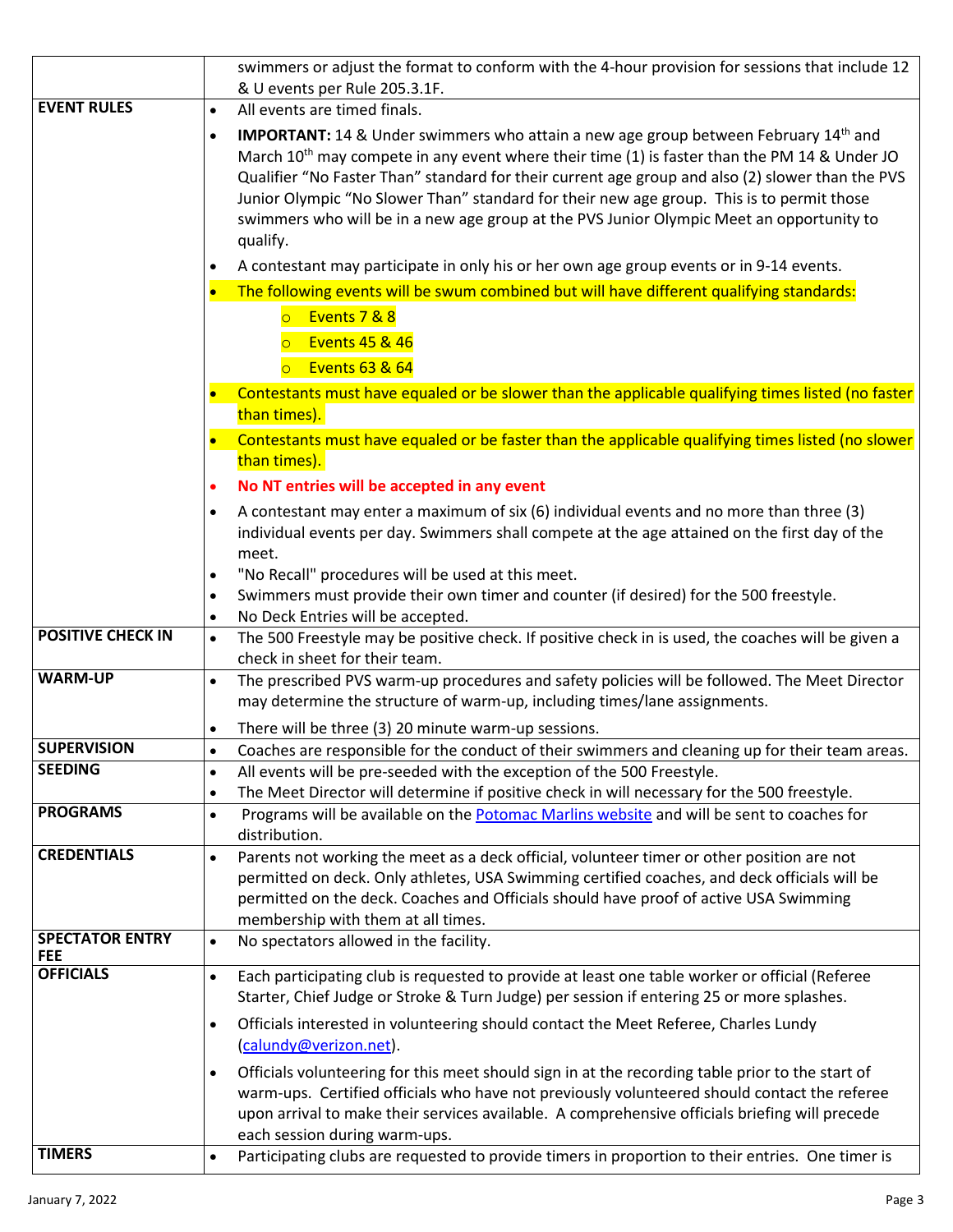| | |
|---|---|
| | swimmers or adjust the format to conform with the 4-hour provision for sessions that include 12 & U events per Rule 205.3.1F. |
| **EVENT RULES** | • All events are timed finals.<br>• **IMPORTANT:** 14 & Under swimmers who attain a new age group between February 14th and March 10th may compete in any event where their time (1) is faster than the PM 14 & Under JO Qualifier "No Faster Than" standard for their current age group and also (2) slower than the PVS Junior Olympic "No Slower Than" standard for their new age group. This is to permit those swimmers who will be in a new age group at the PVS Junior Olympic Meet an opportunity to qualify.<br>• A contestant may participate in only his or her own age group events or in 9-14 events.<br>• The following events will be swum combined but will have different qualifying standards:<br>  ○ Events 7 & 8<br>  ○ Events 45 & 46<br>  ○ Events 63 & 64<br>• Contestants must have equaled or be slower than the applicable qualifying times listed (no faster than times).<br>• Contestants must have equaled or be faster than the applicable qualifying times listed (no slower than times).<br>• **No NT entries will be accepted in any event**<br>• A contestant may enter a maximum of six (6) individual events and no more than three (3) individual events per day. Swimmers shall compete at the age attained on the first day of the meet.<br>• "No Recall" procedures will be used at this meet.<br>• Swimmers must provide their own timer and counter (if desired) for the 500 freestyle.<br>• No Deck Entries will be accepted. |
| **POSITIVE CHECK IN** | • The 500 Freestyle may be positive check. If positive check in is used, the coaches will be given a check in sheet for their team. |
| **WARM-UP** | • The prescribed PVS warm-up procedures and safety policies will be followed. The Meet Director may determine the structure of warm-up, including times/lane assignments.<br>• There will be three (3) 20 minute warm-up sessions. |
| **SUPERVISION** | • Coaches are responsible for the conduct of their swimmers and cleaning up for their team areas. |
| **SEEDING** | • All events will be pre-seeded with the exception of the 500 Freestyle.<br>• The Meet Director will determine if positive check in will necessary for the 500 freestyle. |
| **PROGRAMS** | • Programs will be available on the Potomac Marlins website and will be sent to coaches for distribution. |
| **CREDENTIALS** | • Parents not working the meet as a deck official, volunteer timer or other position are not permitted on deck. Only athletes, USA Swimming certified coaches, and deck officials will be permitted on the deck. Coaches and Officials should have proof of active USA Swimming membership with them at all times. |
| **SPECTATOR ENTRY FEE** | • No spectators allowed in the facility. |
| **OFFICIALS** | • Each participating club is requested to provide at least one table worker or official (Referee Starter, Chief Judge or Stroke & Turn Judge) per session if entering 25 or more splashes.<br>• Officials interested in volunteering should contact the Meet Referee, Charles Lundy (calundy@verizon.net).<br>• Officials volunteering for this meet should sign in at the recording table prior to the start of warm-ups. Certified officials who have not previously volunteered should contact the referee upon arrival to make their services available. A comprehensive officials briefing will precede each session during warm-ups. |
| **TIMERS** | • Participating clubs are requested to provide timers in proportion to their entries. One timer is |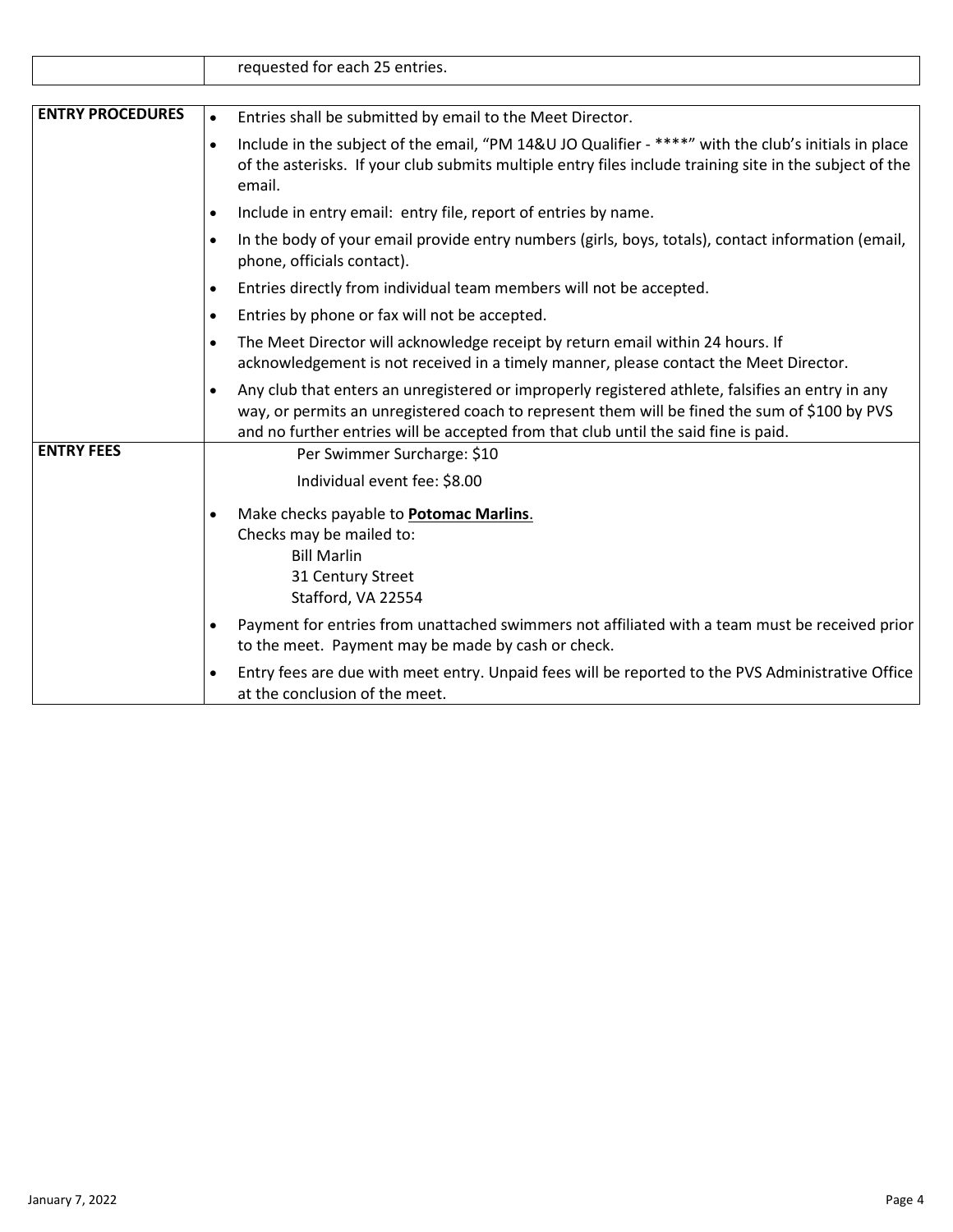| | requested for each 25 entries. |
|---|---|

| | |
|---|---|
| **ENTRY PROCEDURES** | • Entries shall be submitted by email to the Meet Director.<br>• Include in the subject of the email, "PM 14&U JO Qualifier - ****" with the club's initials in place of the asterisks. If your club submits multiple entry files include training site in the subject of the email.<br>• Include in entry email: entry file, report of entries by name.<br>• In the body of your email provide entry numbers (girls, boys, totals), contact information (email, phone, officials contact).<br>• Entries directly from individual team members will not be accepted.<br>• Entries by phone or fax will not be accepted.<br>• The Meet Director will acknowledge receipt by return email within 24 hours. If acknowledgement is not received in a timely manner, please contact the Meet Director.<br>• Any club that enters an unregistered or improperly registered athlete, falsifies an entry in any way, or permits an unregistered coach to represent them will be fined the sum of $100 by PVS and no further entries will be accepted from that club until the said fine is paid. |
| **ENTRY FEES** | Per Swimmer Surcharge: $10<br>Individual event fee: $8.00<br>• Make checks payable to **Potomac Marlins**.<br>Checks may be mailed to:<br>Bill Marlin<br>31 Century Street<br>Stafford, VA 22554<br>• Payment for entries from unattached swimmers not affiliated with a team must be received prior to the meet. Payment may be made by cash or check.<br>• Entry fees are due with meet entry. Unpaid fees will be reported to the PVS Administrative Office at the conclusion of the meet. |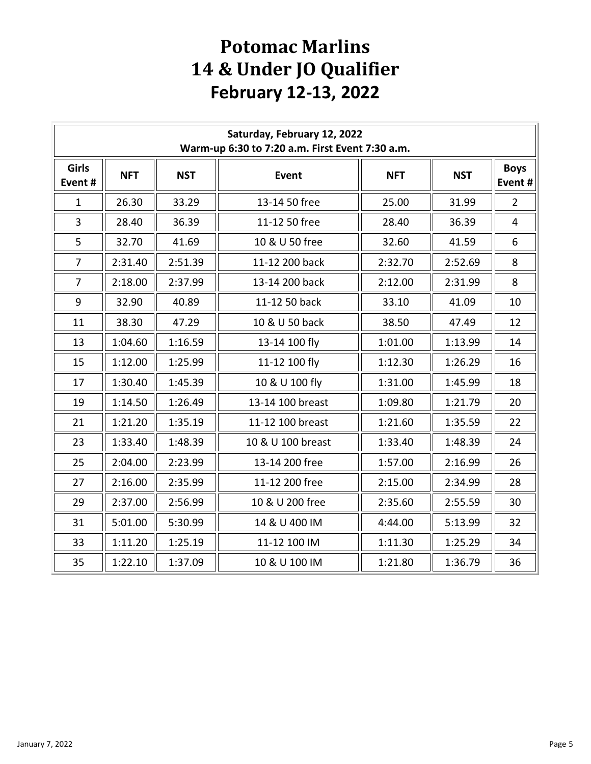# Potomac Marlins
# 14 & Under JO Qualifier
# February 12-13, 2022

| Saturday, February 12, 2022<br>Warm-up 6:30 to 7:20 a.m. First Event 7:30 a.m. | | | | | | |
|---|---|---|---|---|---|---|
| **Girls Event #** | **NFT** | **NST** | **Event** | **NFT** | **NST** | **Boys Event #** |
| 1 | 26.30 | 33.29 | 13-14 50 free | 25.00 | 31.99 | 2 |
| 3 | 28.40 | 36.39 | 11-12 50 free | 28.40 | 36.39 | 4 |
| 5 | 32.70 | 41.69 | 10 & U 50 free | 32.60 | 41.59 | 6 |
| 7 | 2:31.40 | 2:51.39 | 11-12 200 back | 2:32.70 | 2:52.69 | 8 |
| 7 | 2:18.00 | 2:37.99 | 13-14 200 back | 2:12.00 | 2:31.99 | 8 |
| 9 | 32.90 | 40.89 | 11-12 50 back | 33.10 | 41.09 | 10 |
| 11 | 38.30 | 47.29 | 10 & U 50 back | 38.50 | 47.49 | 12 |
| 13 | 1:04.60 | 1:16.59 | 13-14 100 fly | 1:01.00 | 1:13.99 | 14 |
| 15 | 1:12.00 | 1:25.99 | 11-12 100 fly | 1:12.30 | 1:26.29 | 16 |
| 17 | 1:30.40 | 1:45.39 | 10 & U 100 fly | 1:31.00 | 1:45.99 | 18 |
| 19 | 1:14.50 | 1:26.49 | 13-14 100 breast | 1:09.80 | 1:21.79 | 20 |
| 21 | 1:21.20 | 1:35.19 | 11-12 100 breast | 1:21.60 | 1:35.59 | 22 |
| 23 | 1:33.40 | 1:48.39 | 10 & U 100 breast | 1:33.40 | 1:48.39 | 24 |
| 25 | 2:04.00 | 2:23.99 | 13-14 200 free | 1:57.00 | 2:16.99 | 26 |
| 27 | 2:16.00 | 2:35.99 | 11-12 200 free | 2:15.00 | 2:34.99 | 28 |
| 29 | 2:37.00 | 2:56.99 | 10 & U 200 free | 2:35.60 | 2:55.59 | 30 |
| 31 | 5:01.00 | 5:30.99 | 14 & U 400 IM | 4:44.00 | 5:13.99 | 32 |
| 33 | 1:11.20 | 1:25.19 | 11-12 100 IM | 1:11.30 | 1:25.29 | 34 |
| 35 | 1:22.10 | 1:37.09 | 10 & U 100 IM | 1:21.80 | 1:36.79 | 36 |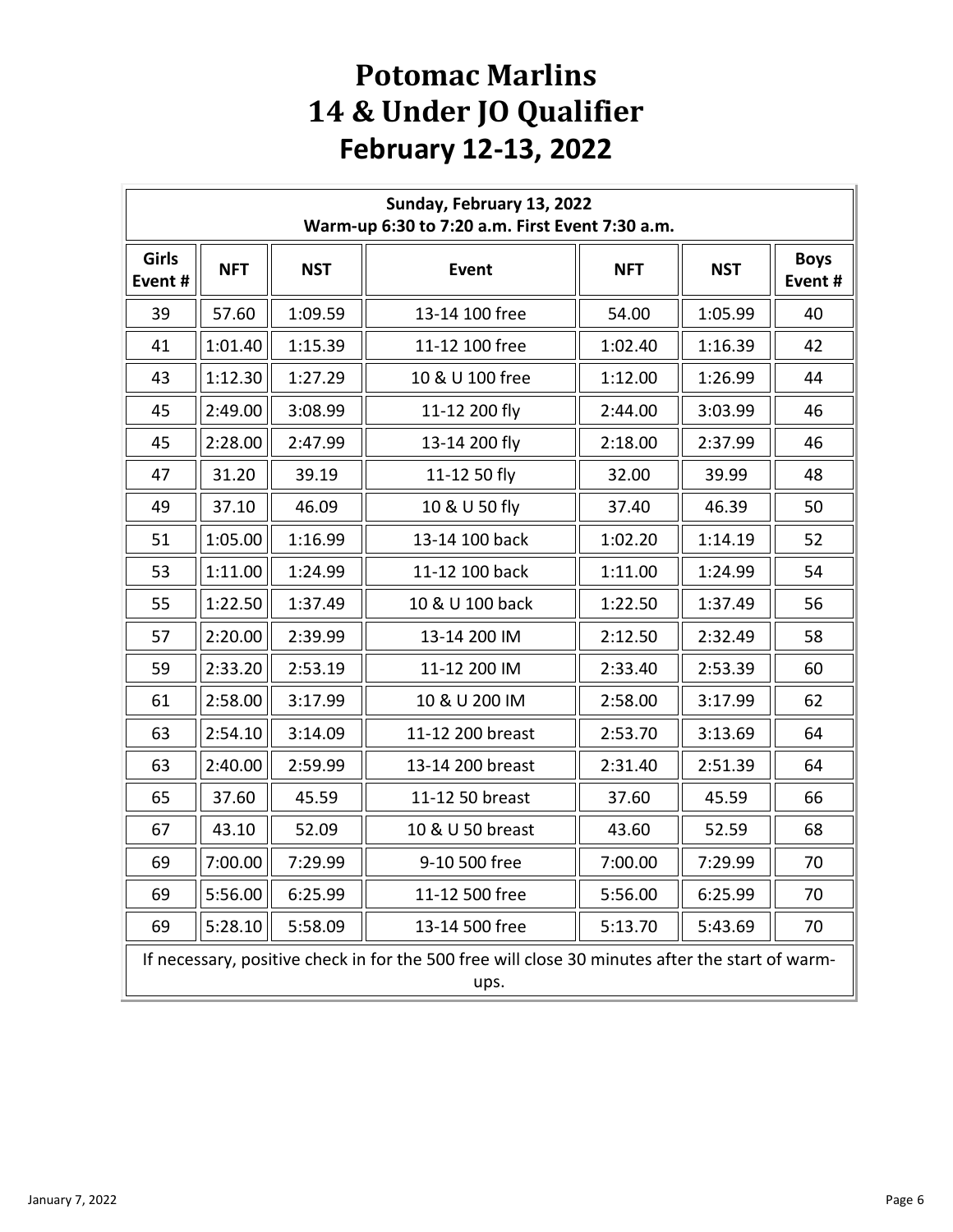# Potomac Marlins
# 14 & Under JO Qualifier
# February 12-13, 2022

| Sunday, February 13, 2022 Warm-up 6:30 to 7:20 a.m. First Event 7:30 a.m. | | | | | | |
|---|---|---|---|---|---|---|
| Girls Event # | NFT | NST | Event | NFT | NST | Boys Event # |
| 39 | 57.60 | 1:09.59 | 13-14 100 free | 54.00 | 1:05.99 | 40 |
| 41 | 1:01.40 | 1:15.39 | 11-12 100 free | 1:02.40 | 1:16.39 | 42 |
| 43 | 1:12.30 | 1:27.29 | 10 & U 100 free | 1:12.00 | 1:26.99 | 44 |
| 45 | 2:49.00 | 3:08.99 | 11-12 200 fly | 2:44.00 | 3:03.99 | 46 |
| 45 | 2:28.00 | 2:47.99 | 13-14 200 fly | 2:18.00 | 2:37.99 | 46 |
| 47 | 31.20 | 39.19 | 11-12 50 fly | 32.00 | 39.99 | 48 |
| 49 | 37.10 | 46.09 | 10 & U 50 fly | 37.40 | 46.39 | 50 |
| 51 | 1:05.00 | 1:16.99 | 13-14 100 back | 1:02.20 | 1:14.19 | 52 |
| 53 | 1:11.00 | 1:24.99 | 11-12 100 back | 1:11.00 | 1:24.99 | 54 |
| 55 | 1:22.50 | 1:37.49 | 10 & U 100 back | 1:22.50 | 1:37.49 | 56 |
| 57 | 2:20.00 | 2:39.99 | 13-14 200 IM | 2:12.50 | 2:32.49 | 58 |
| 59 | 2:33.20 | 2:53.19 | 11-12 200 IM | 2:33.40 | 2:53.39 | 60 |
| 61 | 2:58.00 | 3:17.99 | 10 & U 200 IM | 2:58.00 | 3:17.99 | 62 |
| 63 | 2:54.10 | 3:14.09 | 11-12 200 breast | 2:53.70 | 3:13.69 | 64 |
| 63 | 2:40.00 | 2:59.99 | 13-14 200 breast | 2:31.40 | 2:51.39 | 64 |
| 65 | 37.60 | 45.59 | 11-12 50 breast | 37.60 | 45.59 | 66 |
| 67 | 43.10 | 52.09 | 10 & U 50 breast | 43.60 | 52.59 | 68 |
| 69 | 7:00.00 | 7:29.99 | 9-10 500 free | 7:00.00 | 7:29.99 | 70 |
| 69 | 5:56.00 | 6:25.99 | 11-12 500 free | 5:56.00 | 6:25.99 | 70 |
| 69 | 5:28.10 | 5:58.09 | 13-14 500 free | 5:13.70 | 5:43.69 | 70 |
| If necessary, positive check in for the 500 free will close 30 minutes after the start of warm-ups. | | | | | | |

January 7, 2022